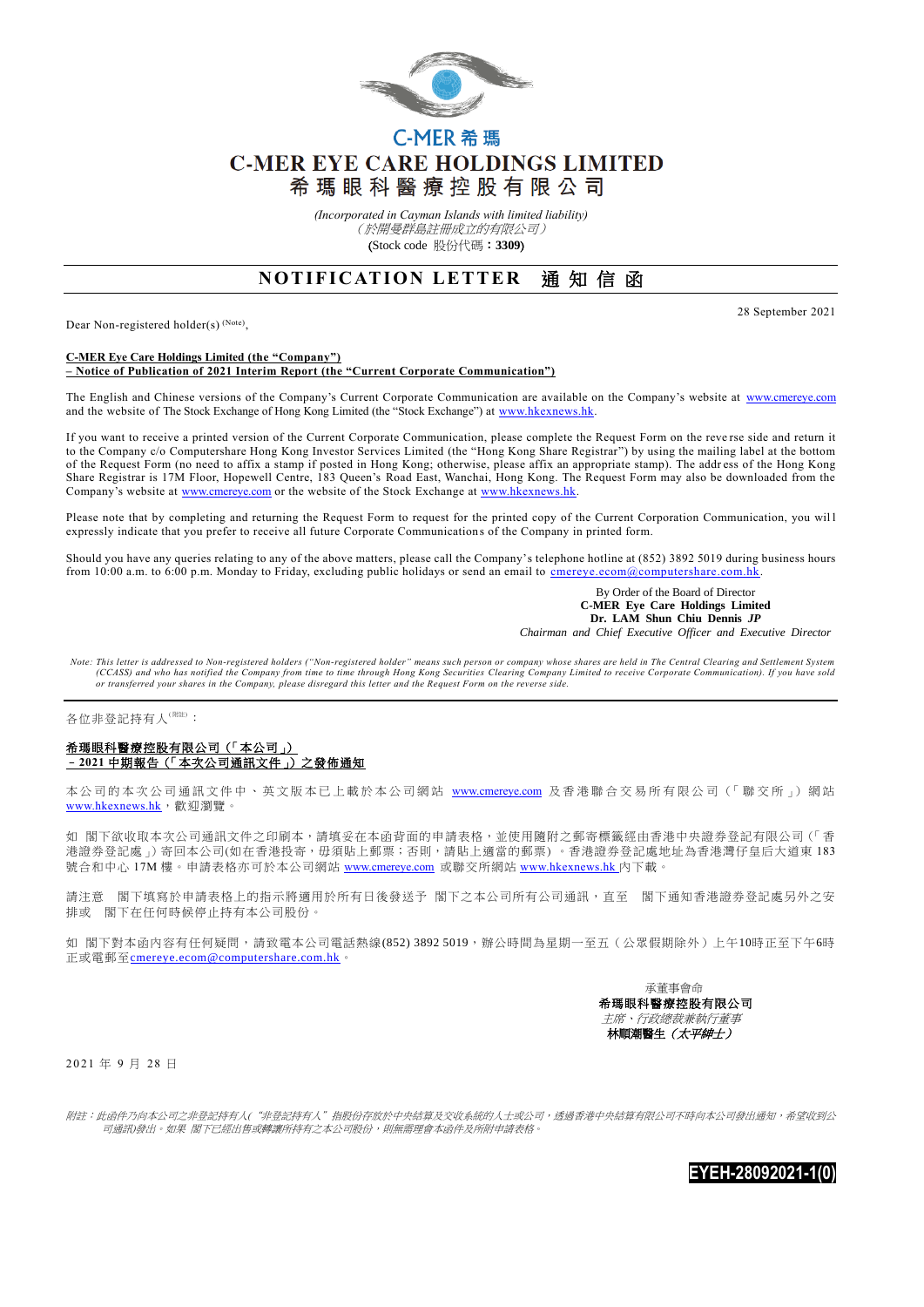C-MER 希瑪

# C-MER EYE CARE HOLDINGS LIMITED
# 希瑪眼科醫療控股有限公司

*(Incorporated in Cayman Islands with limited liability)*
*（於開曼群島註冊成立的有限公司）*
(Stock code 股份代碼：**3309**)

## NOTIFICATION LETTER 通知信函

28 September 2021

Dear Non-registered holder(s) (Note),

**C-MER Eye Care Holdings Limited (the "Company")**
**– Notice of Publication of 2021 Interim Report (the "Current Corporate Communication")**

The English and Chinese versions of the Company's Current Corporate Communication are available on the Company's website at www.cmereye.com and the website of The Stock Exchange of Hong Kong Limited (the "Stock Exchange") at www.hkexnews.hk.

If you want to receive a printed version of the Current Corporate Communication, please complete the Request Form on the reverse side and return it to the Company c/o Computershare Hong Kong Investor Services Limited (the "Hong Kong Share Registrar") by using the mailing label at the bottom of the Request Form (no need to affix a stamp if posted in Hong Kong; otherwise, please affix an appropriate stamp). The address of the Hong Kong Share Registrar is 17M Floor, Hopewell Centre, 183 Queen's Road East, Wanchai, Hong Kong. The Request Form may also be downloaded from the Company's website at www.cmereye.com or the website of the Stock Exchange at www.hkexnews.hk.

Please note that by completing and returning the Request Form to request for the printed copy of the Current Corporation Communication, you will expressly indicate that you prefer to receive all future Corporate Communications of the Company in printed form.

Should you have any queries relating to any of the above matters, please call the Company's telephone hotline at (852) 3892 5019 during business hours from 10:00 a.m. to 6:00 p.m. Monday to Friday, excluding public holidays or send an email to cmereye.ecom@computershare.com.hk.

By Order of the Board of Director
**C-MER Eye Care Holdings Limited**
**Dr. LAM Shun Chiu Dennis *JP***
*Chairman and Chief Executive Officer and Executive Director*

*Note: This letter is addressed to Non-registered holders ("Non-registered holder" means such person or company whose shares are held in The Central Clearing and Settlement System (CCASS) and who has notified the Company from time to time through Hong Kong Securities Clearing Company Limited to receive Corporate Communication). If you have sold or transferred your shares in the Company, please disregard this letter and the Request Form on the reverse side.*

---

各位非登記持有人(附註)：

**希瑪眼科醫療控股有限公司（「本公司」）**
**– 2021 中期報告（「本次公司通訊文件」）之發佈通知**

本公司的本次公司通訊文件中、英文版本已上載於本公司網站 www.cmereye.com 及香港聯合交易所有限公司（「聯交所」）網站 www.hkexnews.hk，歡迎瀏覽。

如 閣下欲收取本次公司通訊文件之印刷本，請填妥在本函背面的申請表格，並使用隨附之郵寄標籤經由香港中央證券登記有限公司（「香港證券登記處」）寄回本公司(如在香港投寄，毋須貼上郵票；否則，請貼上適當的郵票）。香港證券登記處地址為香港灣仔皇后大道東 183 號合和中心 17M 樓。申請表格亦可於本公司網站 www.cmereye.com 或聯交所網站 www.hkexnews.hk 內下載。

請注意 閣下填寫於申請表格上的指示將適用於所有日後發送予 閣下之本公司所有公司通訊，直至 閣下通知香港證券登記處另外之安排或 閣下在任何時候停止持有本公司股份。

如 閣下對本函內容有任何疑問，請致電本公司電話熱線(852) 3892 5019，辦公時間為星期一至五（公眾假期除外）上午10時正至下午6時正或電郵至cmereye.ecom@computershare.com.hk。

承董事會命
**希瑪眼科醫療控股有限公司**
*主席、行政總裁兼執行董事*
**林順潮醫生（*太平紳士*）**

2021 年 9 月 28 日

*附註：此函件乃向本公司之非登記持有人("非登記持有人"指股份存放於中央結算及交收系統的人士或公司，透過香港中央結算有限公司不時向本公司發出通知，希望收到公司通訊)發出。如果 閣下已經出售或轉讓所持有之本公司股份，則無需理會本函件及所附申請表格。*

EYEH-28092021-1(0)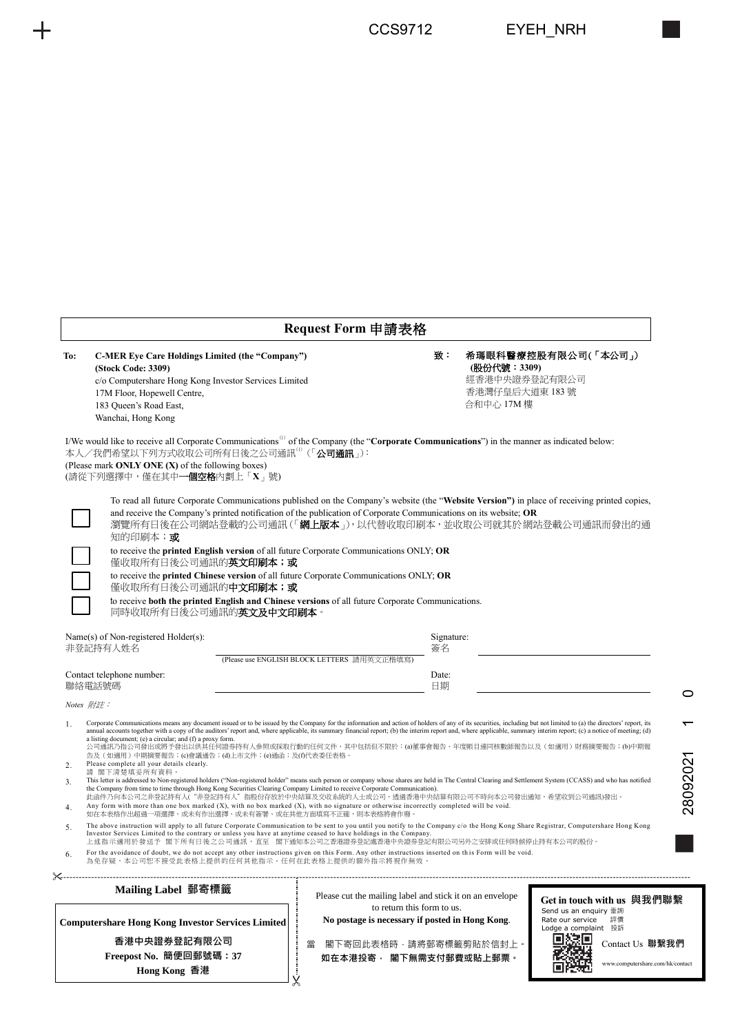# Request Form 申請表格

**To:** **C-MER Eye Care Holdings Limited (the "Company")**
**(Stock Code: 3309)**
c/o Computershare Hong Kong Investor Services Limited
17M Floor, Hopewell Centre,
183 Queen's Road East,
Wanchai, Hong Kong

**致：** **希瑪眼科醫療控股有限公司(「本公司」)**
**(股份代號：3309)**
經香港中央證券登記有限公司
香港灣仔皇后大道東 183 號
合和中心 17M 樓

I/We would like to receive all Corporate Communications[1] of the Company (the "**Corporate Communications**") in the manner as indicated below:
本人／我們希望以下列方式收取公司所有日後之公司通訊[1]（「**公司通訊**」）：
(Please mark **ONLY ONE (X)** of the following boxes)
(請從下列選擇中，僅在其中**一個空格**內劃上「**X**」號)

☐ To read all future Corporate Communications published on the Company's website (the "**Website Version")** in place of receiving printed copies, and receive the Company's printed notification of the publication of Corporate Communications on its website; **OR**
瀏覽所有日後在公司網站登載的公司通訊（「**網上版本**」），以代替收取印刷本，並收取公司就其於網站登載公司通訊而發出的通知的印刷本；**或**

☐ to receive the **printed English version** of all future Corporate Communications ONLY; **OR**
僅收取所有日後公司通訊的**英文印刷本；或**

☐ to receive the **printed Chinese version** of all future Corporate Communications ONLY; **OR**
僅收取所有日後公司通訊的**中文印刷本；或**

☐ to receive **both the printed English and Chinese versions** of all future Corporate Communications.
同時收取所有日後公司通訊的**英文及中文印刷本**。

Name(s) of Non-registered Holder(s):
非登記持有人姓名
(Please use ENGLISH BLOCK LETTERS 請用英文正楷填寫)

Signature:
簽名

Contact telephone number:
聯絡電話號碼

Date:
日期

*Notes 附註：*

1. Corporate Communications means any document issued or to be issued by the Company for the information and action of holders of any of its securities, including but not limited to (a) the directors' report, its annual accounts together with a copy of the auditors' report and, where applicable, its summary financial report; (b) the interim report and, where applicable, summary interim report; (c) a notice of meeting; (d) a listing document; (e) a circular; and (f) a proxy form.
公司通訊乃指公司發出或將予發出以供其任何證券持有人參照或採取行動的任何文件，其中包括但不限於：(a)董事會報告、年度帳目連同核數師報告以及（如適用）財務摘要報告；(b)中期報告及（如適用）中期摘要報告；(c)會議通告；(d)上市文件；(e)通函；及(f)代表委任表格。
2. Please complete all your details clearly.
請 閣下清楚填妥所有資料。
3. This letter is addressed to Non-registered holders ("Non-registered holder" means such person or company whose shares are held in The Central Clearing and Settlement System (CCASS) and who has notified the Company from time to time through Hong Kong Securities Clearing Company Limited to receive Corporate Communication).
此函件乃向本公司之非登記持有人("非登記持有人" 指股份存放於中央結算及交收系統的人士或公司，透過香港中央結算有限公司不時向本公司發出通知，希望收到公司通訊)發出。
4. Any form with more than one box marked (X), with no box marked (X), with no signature or otherwise incorrectly completed will be void.
如在本表格作出超過一項選擇、或未有作出選擇、或未有簽署、或在其他方面填寫不正確，則本表格將會作廢。
5. The above instruction will apply to all future Corporate Communication to be sent to you until you notify to the Company c/o the Hong Kong Share Registrar, Computershare Hong Kong Investor Services Limited to the contrary or unless you have at anytime ceased to have holdings in the Company.
上述指示適用於發送予 閣下所有日後之公司通訊，直至 閣下通知本公司之香港證券登記處香港中央證券登記有限公司另外之安排或任何時候停止持有本公司的股份。
6. For the avoidance of doubt, we do not accept any other instructions given on this Form. Any other instructions inserted on this Form will be void.
為免存疑，本公司不接受此表格上提供的任何其他指示，任何在此表格上提供的額外指示將視作無效。

---

**Mailing Label 郵寄標籤**

**Computershare Hong Kong Investor Services Limited**
**香港中央證券登記有限公司**
**Freepost No. 簡便回郵號碼：37**
**Hong Kong 香港**

Please cut the mailing label and stick it on an envelope to return this form to us.
**No postage is necessary if posted in Hong Kong**.

當 閣下寄回此表格時，請將郵寄標籤剪貼於信封上。
**如在本港投寄， 閣下無需支付郵費或貼上郵票。**

**Get in touch with us 與我們聯繫**
Send us an enquiry 垂詢
Rate our service 評價
Lodge a complaint 投訴
Contact Us **聯繫我們**
www.computershare.com/hk/contact